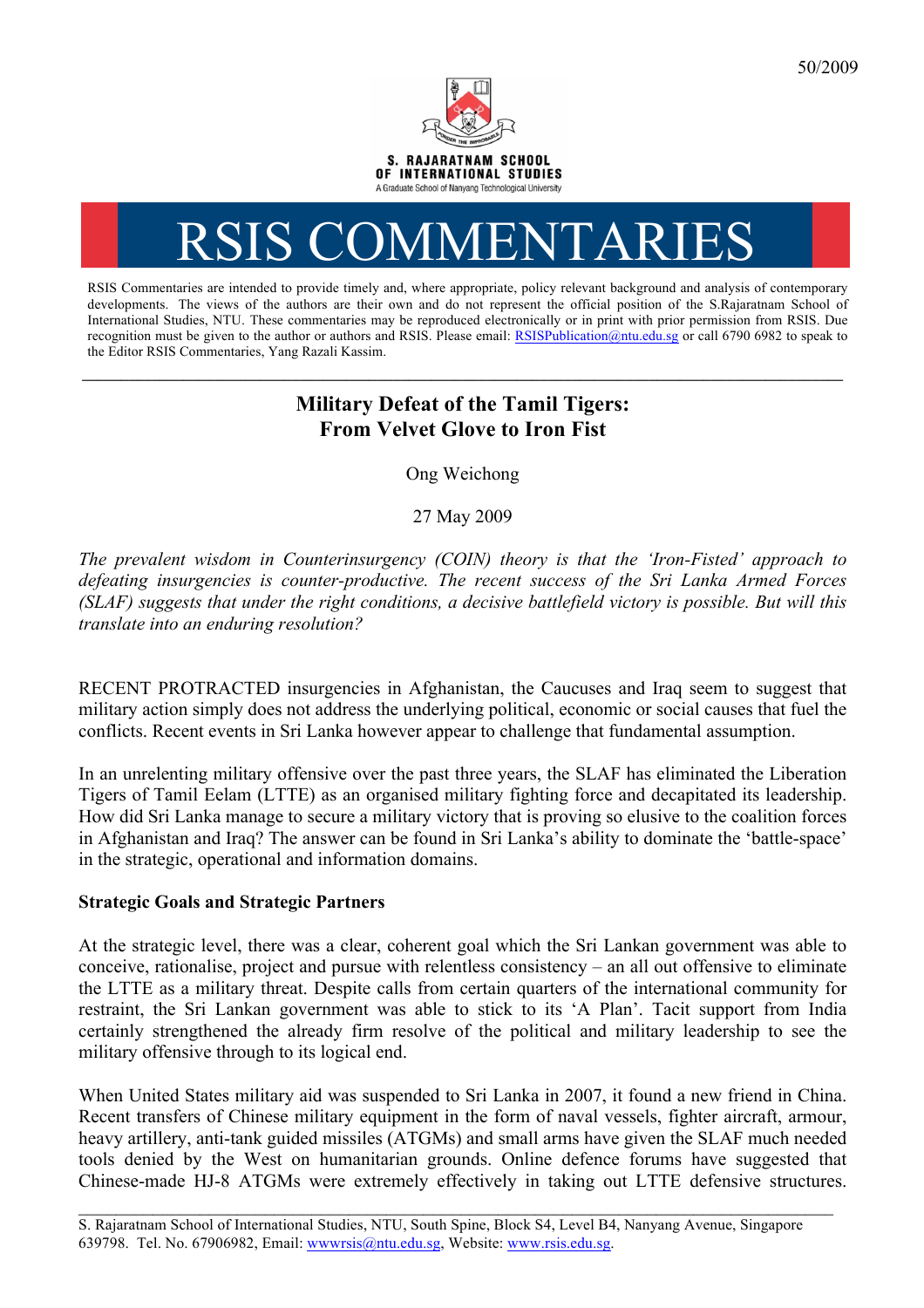50/2009

S. RAJARATNAM SCHOOL OF INTERNATIONAL STUDIES

A Graduate School of Nanyang Technological University

# RSIS COMMENTARIES

RSIS Commentaries are intended to provide timely and, where appropriate, policy relevant background and analysis of contemporary developments. The views of the authors are their own and do not represent the official position of the S.Rajaratnam School of International Studies, NTU. These commentaries may be reproduced electronically or in print with prior permission from RSIS. Due recognition must be given to the author or authors and RSIS. Please email: RSISPublication@ntu.edu.sg or call 6790 6982 to speak to the Editor RSIS Commentaries, Yang Razali Kassim.

---

## Military Defeat of the Tamil Tigers: From Velvet Glove to Iron Fist

Ong Weichong

27 May 2009

*The prevalent wisdom in Counterinsurgency (COIN) theory is that the 'Iron-Fisted' approach to defeating insurgencies is counter-productive. The recent success of the Sri Lanka Armed Forces (SLAF) suggests that under the right conditions, a decisive battlefield victory is possible. But will this translate into an enduring resolution?*

RECENT PROTRACTED insurgencies in Afghanistan, the Caucuses and Iraq seem to suggest that military action simply does not address the underlying political, economic or social causes that fuel the conflicts. Recent events in Sri Lanka however appear to challenge that fundamental assumption.

In an unrelenting military offensive over the past three years, the SLAF has eliminated the Liberation Tigers of Tamil Eelam (LTTE) as an organised military fighting force and decapitated its leadership. How did Sri Lanka manage to secure a military victory that is proving so elusive to the coalition forces in Afghanistan and Iraq? The answer can be found in Sri Lanka's ability to dominate the 'battle-space' in the strategic, operational and information domains.

### Strategic Goals and Strategic Partners

At the strategic level, there was a clear, coherent goal which the Sri Lankan government was able to conceive, rationalise, project and pursue with relentless consistency – an all out offensive to eliminate the LTTE as a military threat. Despite calls from certain quarters of the international community for restraint, the Sri Lankan government was able to stick to its 'A Plan'. Tacit support from India certainly strengthened the already firm resolve of the political and military leadership to see the military offensive through to its logical end.

When United States military aid was suspended to Sri Lanka in 2007, it found a new friend in China. Recent transfers of Chinese military equipment in the form of naval vessels, fighter aircraft, armour, heavy artillery, anti-tank guided missiles (ATGMs) and small arms have given the SLAF much needed tools denied by the West on humanitarian grounds. Online defence forums have suggested that Chinese-made HJ-8 ATGMs were extremely effectively in taking out LTTE defensive structures.

S. Rajaratnam School of International Studies, NTU, South Spine, Block S4, Level B4, Nanyang Avenue, Singapore 639798. Tel. No. 67906982, Email: wwwrsis@ntu.edu.sg, Website: www.rsis.edu.sg.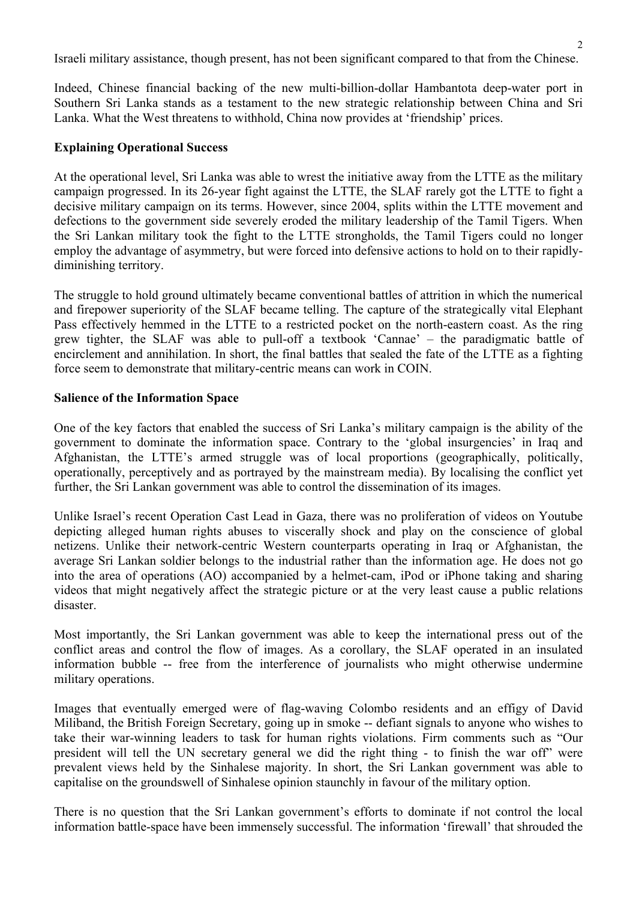Israeli military assistance, though present, has not been significant compared to that from the Chinese.

Indeed, Chinese financial backing of the new multi-billion-dollar Hambantota deep-water port in Southern Sri Lanka stands as a testament to the new strategic relationship between China and Sri Lanka. What the West threatens to withhold, China now provides at 'friendship' prices.

**Explaining Operational Success**

At the operational level, Sri Lanka was able to wrest the initiative away from the LTTE as the military campaign progressed. In its 26-year fight against the LTTE, the SLAF rarely got the LTTE to fight a decisive military campaign on its terms. However, since 2004, splits within the LTTE movement and defections to the government side severely eroded the military leadership of the Tamil Tigers. When the Sri Lankan military took the fight to the LTTE strongholds, the Tamil Tigers could no longer employ the advantage of asymmetry, but were forced into defensive actions to hold on to their rapidly-diminishing territory.

The struggle to hold ground ultimately became conventional battles of attrition in which the numerical and firepower superiority of the SLAF became telling. The capture of the strategically vital Elephant Pass effectively hemmed in the LTTE to a restricted pocket on the north-eastern coast. As the ring grew tighter, the SLAF was able to pull-off a textbook 'Cannae' – the paradigmatic battle of encirclement and annihilation. In short, the final battles that sealed the fate of the LTTE as a fighting force seem to demonstrate that military-centric means can work in COIN.

**Salience of the Information Space**

One of the key factors that enabled the success of Sri Lanka's military campaign is the ability of the government to dominate the information space. Contrary to the 'global insurgencies' in Iraq and Afghanistan, the LTTE's armed struggle was of local proportions (geographically, politically, operationally, perceptively and as portrayed by the mainstream media). By localising the conflict yet further, the Sri Lankan government was able to control the dissemination of its images.

Unlike Israel's recent Operation Cast Lead in Gaza, there was no proliferation of videos on Youtube depicting alleged human rights abuses to viscerally shock and play on the conscience of global netizens. Unlike their network-centric Western counterparts operating in Iraq or Afghanistan, the average Sri Lankan soldier belongs to the industrial rather than the information age. He does not go into the area of operations (AO) accompanied by a helmet-cam, iPod or iPhone taking and sharing videos that might negatively affect the strategic picture or at the very least cause a public relations disaster.

Most importantly, the Sri Lankan government was able to keep the international press out of the conflict areas and control the flow of images. As a corollary, the SLAF operated in an insulated information bubble -- free from the interference of journalists who might otherwise undermine military operations.

Images that eventually emerged were of flag-waving Colombo residents and an effigy of David Miliband, the British Foreign Secretary, going up in smoke -- defiant signals to anyone who wishes to take their war-winning leaders to task for human rights violations. Firm comments such as "Our president will tell the UN secretary general we did the right thing - to finish the war off" were prevalent views held by the Sinhalese majority. In short, the Sri Lankan government was able to capitalise on the groundswell of Sinhalese opinion staunchly in favour of the military option.

There is no question that the Sri Lankan government's efforts to dominate if not control the local information battle-space have been immensely successful. The information 'firewall' that shrouded the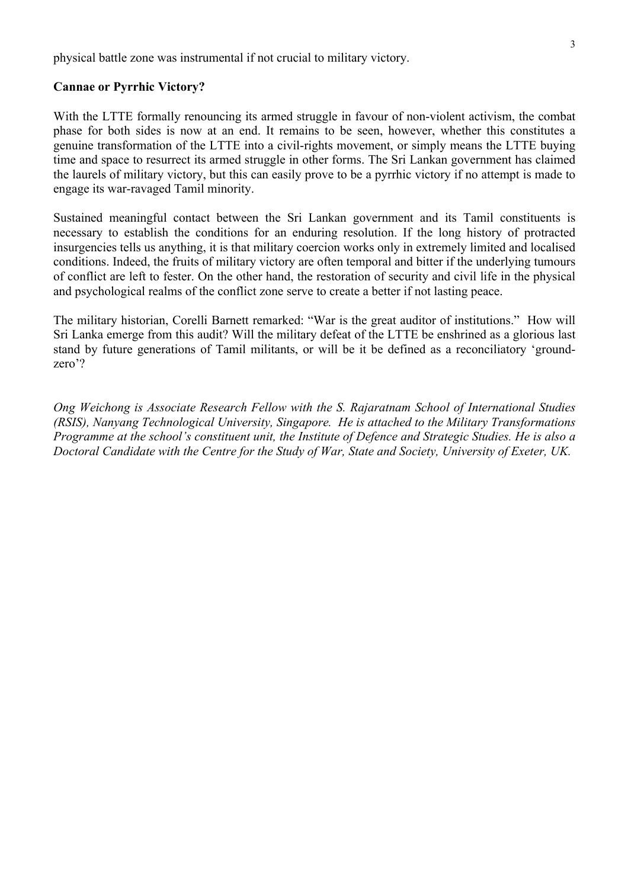physical battle zone was instrumental if not crucial to military victory.

**Cannae or Pyrrhic Victory?**

With the LTTE formally renouncing its armed struggle in favour of non-violent activism, the combat phase for both sides is now at an end. It remains to be seen, however, whether this constitutes a genuine transformation of the LTTE into a civil-rights movement, or simply means the LTTE buying time and space to resurrect its armed struggle in other forms. The Sri Lankan government has claimed the laurels of military victory, but this can easily prove to be a pyrrhic victory if no attempt is made to engage its war-ravaged Tamil minority.

Sustained meaningful contact between the Sri Lankan government and its Tamil constituents is necessary to establish the conditions for an enduring resolution. If the long history of protracted insurgencies tells us anything, it is that military coercion works only in extremely limited and localised conditions. Indeed, the fruits of military victory are often temporal and bitter if the underlying tumours of conflict are left to fester. On the other hand, the restoration of security and civil life in the physical and psychological realms of the conflict zone serve to create a better if not lasting peace.

The military historian, Corelli Barnett remarked: "War is the great auditor of institutions." How will Sri Lanka emerge from this audit? Will the military defeat of the LTTE be enshrined as a glorious last stand by future generations of Tamil militants, or will be it be defined as a reconciliatory 'ground-zero'?

*Ong Weichong is Associate Research Fellow with the S. Rajaratnam School of International Studies (RSIS), Nanyang Technological University, Singapore. He is attached to the Military Transformations Programme at the school's constituent unit, the Institute of Defence and Strategic Studies. He is also a Doctoral Candidate with the Centre for the Study of War, State and Society, University of Exeter, UK.*